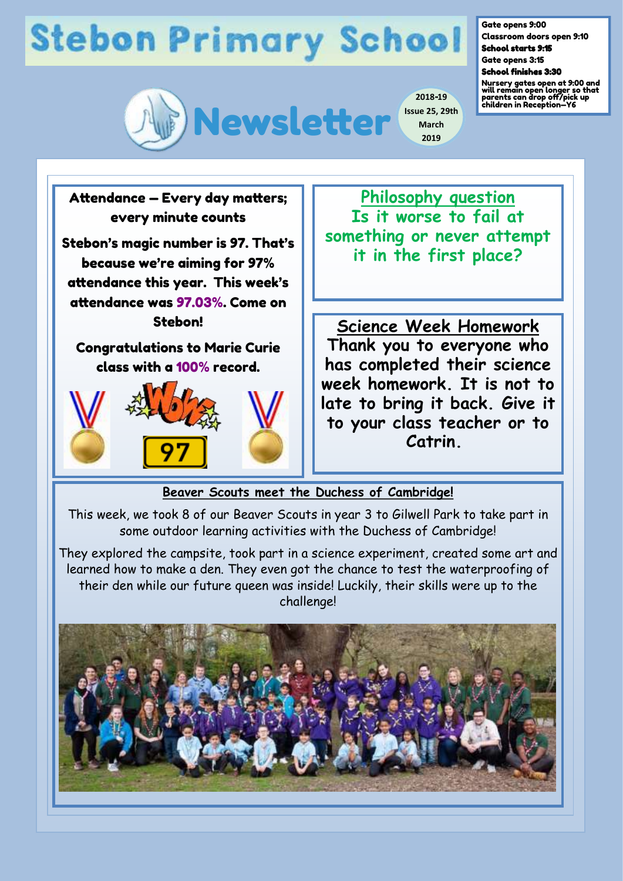# Stebon Primary School

Gate opens 9:00
Classroom doors open 9:10
**School starts 9:15**
Gate opens 3:15
**School finishes 3:30**
Nursery gates open at 9:00 and will remain open longer so that parents can drop off/pick up children in Reception—Y6

## Newsletter

2018-19 Issue 25, 29th March 2019

### Attendance – Every day matters; every minute counts

**Stebon's magic number is 97. That's because we're aiming for 97% attendance this year. This week's attendance was 97.03%. Come on Stebon!**

**Congratulations to Marie Curie class with a 100% record.**

97

### Philosophy question

**Is it worse to fail at something or never attempt it in the first place?**

### Science Week Homework

**Thank you to everyone who has completed their science week homework. It is not to late to bring it back. Give it to your class teacher or to Catrin.**

### Beaver Scouts meet the Duchess of Cambridge!

This week, we took 8 of our Beaver Scouts in year 3 to Gilwell Park to take part in some outdoor learning activities with the Duchess of Cambridge!

They explored the campsite, took part in a science experiment, created some art and learned how to make a den. They even got the chance to test the waterproofing of their den while our future queen was inside! Luckily, their skills were up to the challenge!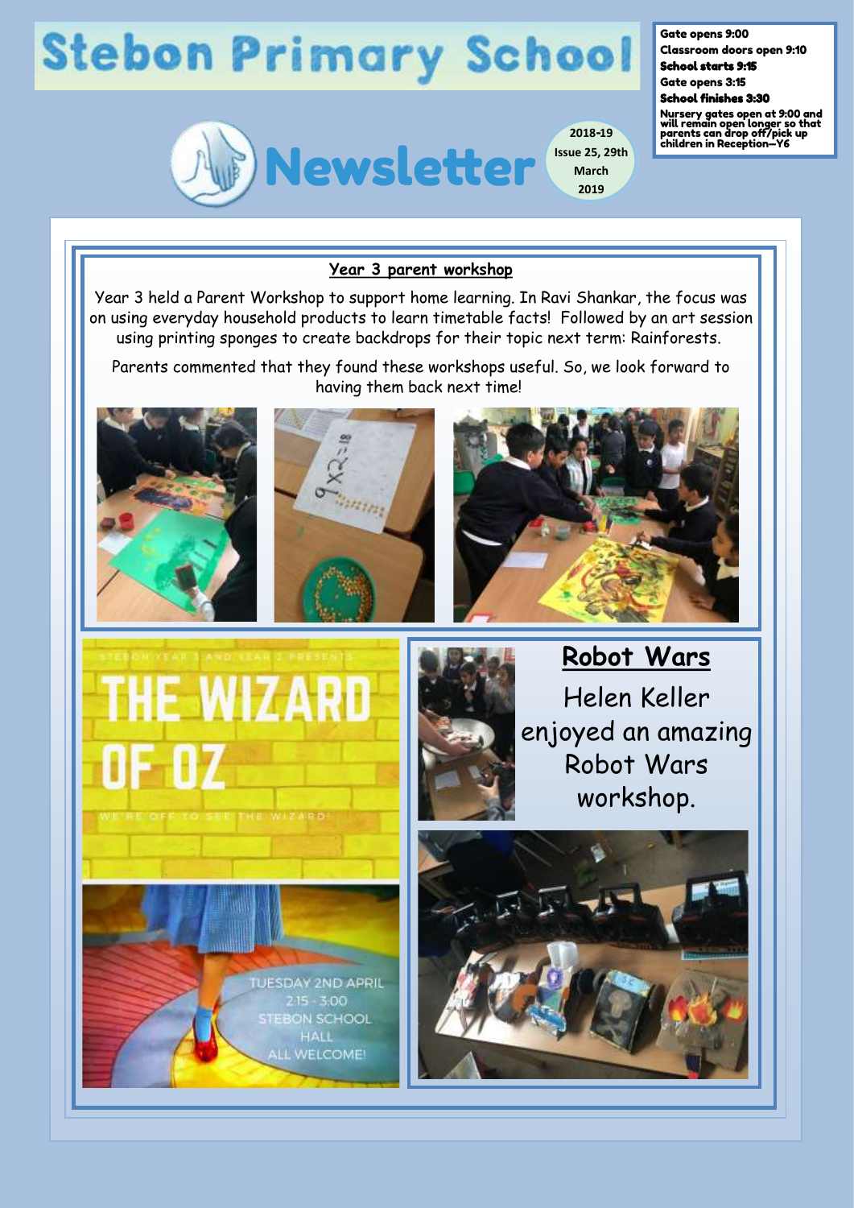# Stebon Primary School

Gate opens 9:00
Classroom doors open 9:10
**School starts 9:15**
Gate opens 3:15
**School finishes 3:30**
Nursery gates open at 9:00 and will remain open longer so that parents can drop off/pick up children in Reception—Y6

# Newsletter

2018-19
Issue 25, 29th March 2019

## Year 3 parent workshop

Year 3 held a Parent Workshop to support home learning. In Ravi Shankar, the focus was on using everyday household products to learn timetable facts! Followed by an art session using printing sponges to create backdrops for their topic next term: Rainforests.

Parents commented that they found these workshops useful. So, we look forward to having them back next time!

STEBON YEAR 1 AND YEAR 2 PRESENTS

THE WIZARD OF OZ

WE'RE OFF TO SEE THE WIZARD!

TUESDAY 2ND APRIL
2:15 - 3:00
STEBON SCHOOL HALL
ALL WELCOME!

## Robot Wars

Helen Keller enjoyed an amazing Robot Wars workshop.